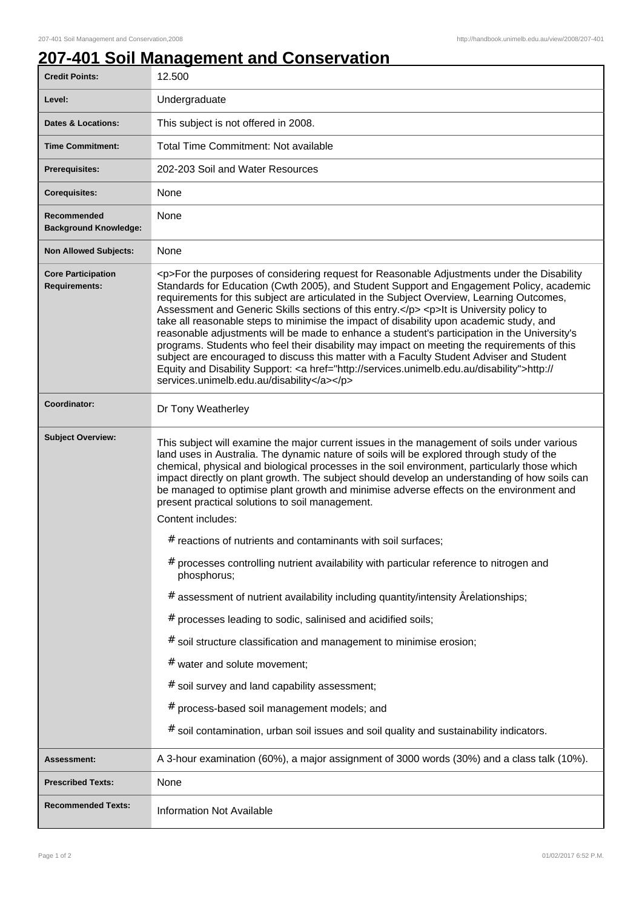# 207-401 Soil Management and Conservation

| | |
|---|---|
| **Credit Points:** | 12.500 |
| **Level:** | Undergraduate |
| **Dates & Locations:** | This subject is not offered in 2008. |
| **Time Commitment:** | Total Time Commitment: Not available |
| **Prerequisites:** | 202-203 Soil and Water Resources |
| **Corequisites:** | None |
| **Recommended Background Knowledge:** | None |
| **Non Allowed Subjects:** | None |
| **Core Participation Requirements:** | <p>For the purposes of considering request for Reasonable Adjustments under the Disability Standards for Education (Cwth 2005), and Student Support and Engagement Policy, academic requirements for this subject are articulated in the Subject Overview, Learning Outcomes, Assessment and Generic Skills sections of this entry.</p> <p>It is University policy to take all reasonable steps to minimise the impact of disability upon academic study, and reasonable adjustments will be made to enhance a student's participation in the University's programs. Students who feel their disability may impact on meeting the requirements of this subject are encouraged to discuss this matter with a Faculty Student Adviser and Student Equity and Disability Support: <a href="http://services.unimelb.edu.au/disability">http://services.unimelb.edu.au/disability</a></p> |
| **Coordinator:** | Dr Tony Weatherley |
| **Subject Overview:** | This subject will examine the major current issues in the management of soils under various land uses in Australia. The dynamic nature of soils will be explored through study of the chemical, physical and biological processes in the soil environment, particularly those which impact directly on plant growth. The subject should develop an understanding of how soils can be managed to optimise plant growth and minimise adverse effects on the environment and present practical solutions to soil management. Content includes: # reactions of nutrients and contaminants with soil surfaces; # processes controlling nutrient availability with particular reference to nitrogen and phosphorus; # assessment of nutrient availability including quantity/intensity Ârelationships; # processes leading to sodic, salinised and acidified soils; # soil structure classification and management to minimise erosion; # water and solute movement; # soil survey and land capability assessment; # process-based soil management models; and # soil contamination, urban soil issues and soil quality and sustainability indicators. |
| **Assessment:** | A 3-hour examination (60%), a major assignment of 3000 words (30%) and a class talk (10%). |
| **Prescribed Texts:** | None |
| **Recommended Texts:** | Information Not Available |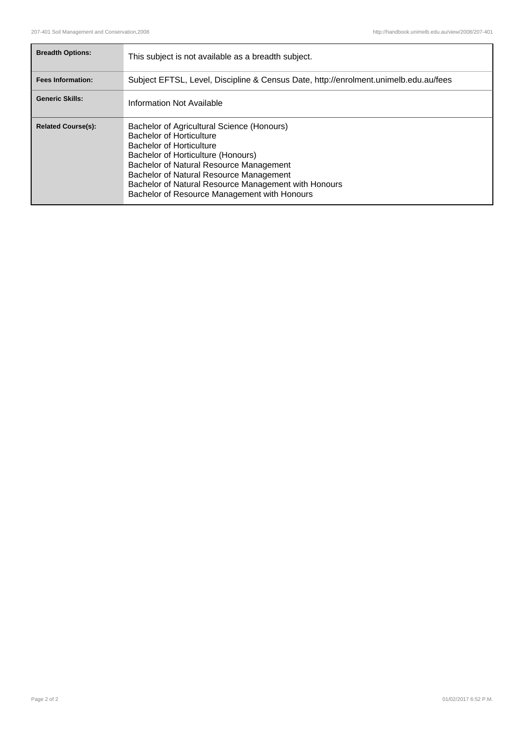| | |
|---|---|
| **Breadth Options:** | This subject is not available as a breadth subject. |
| **Fees Information:** | Subject EFTSL, Level, Discipline & Census Date, http://enrolment.unimelb.edu.au/fees |
| **Generic Skills:** | Information Not Available |
| **Related Course(s):** | Bachelor of Agricultural Science (Honours)<br>Bachelor of Horticulture<br>Bachelor of Horticulture<br>Bachelor of Horticulture (Honours)<br>Bachelor of Natural Resource Management<br>Bachelor of Natural Resource Management<br>Bachelor of Natural Resource Management with Honours<br>Bachelor of Resource Management with Honours |